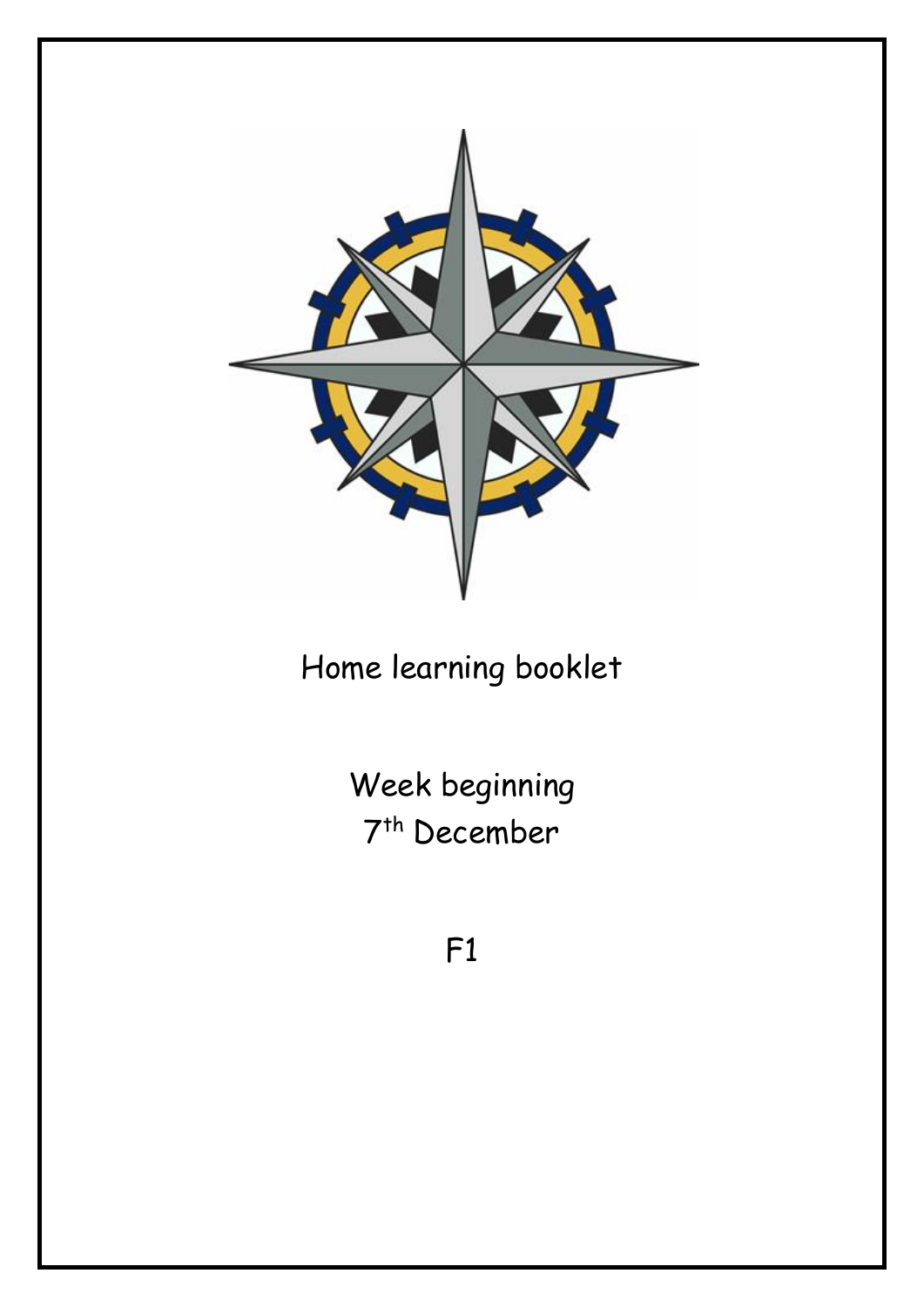# Home learning booklet

## Week beginning 7th December

## F1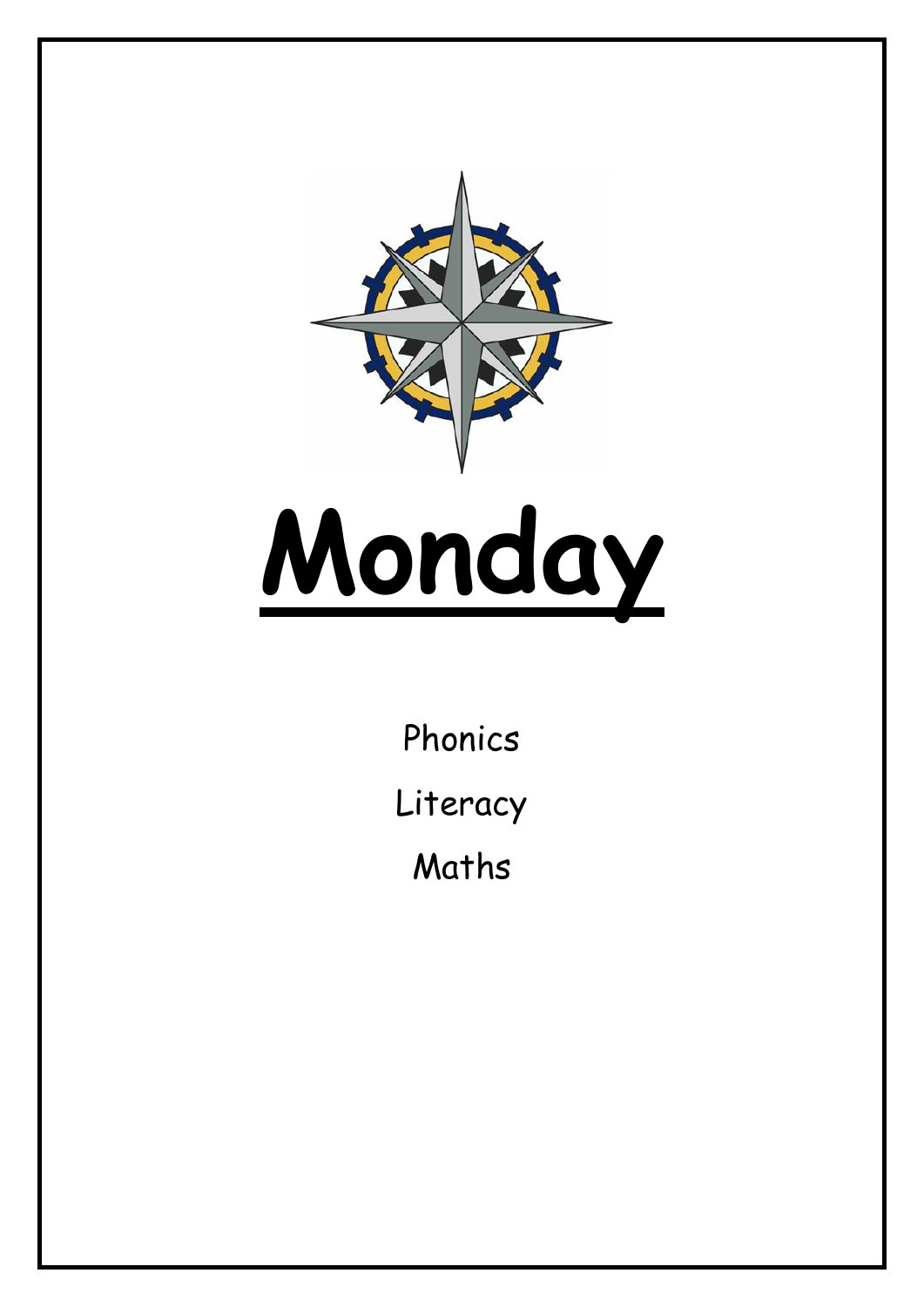# Monday

Phonics

Literacy

Maths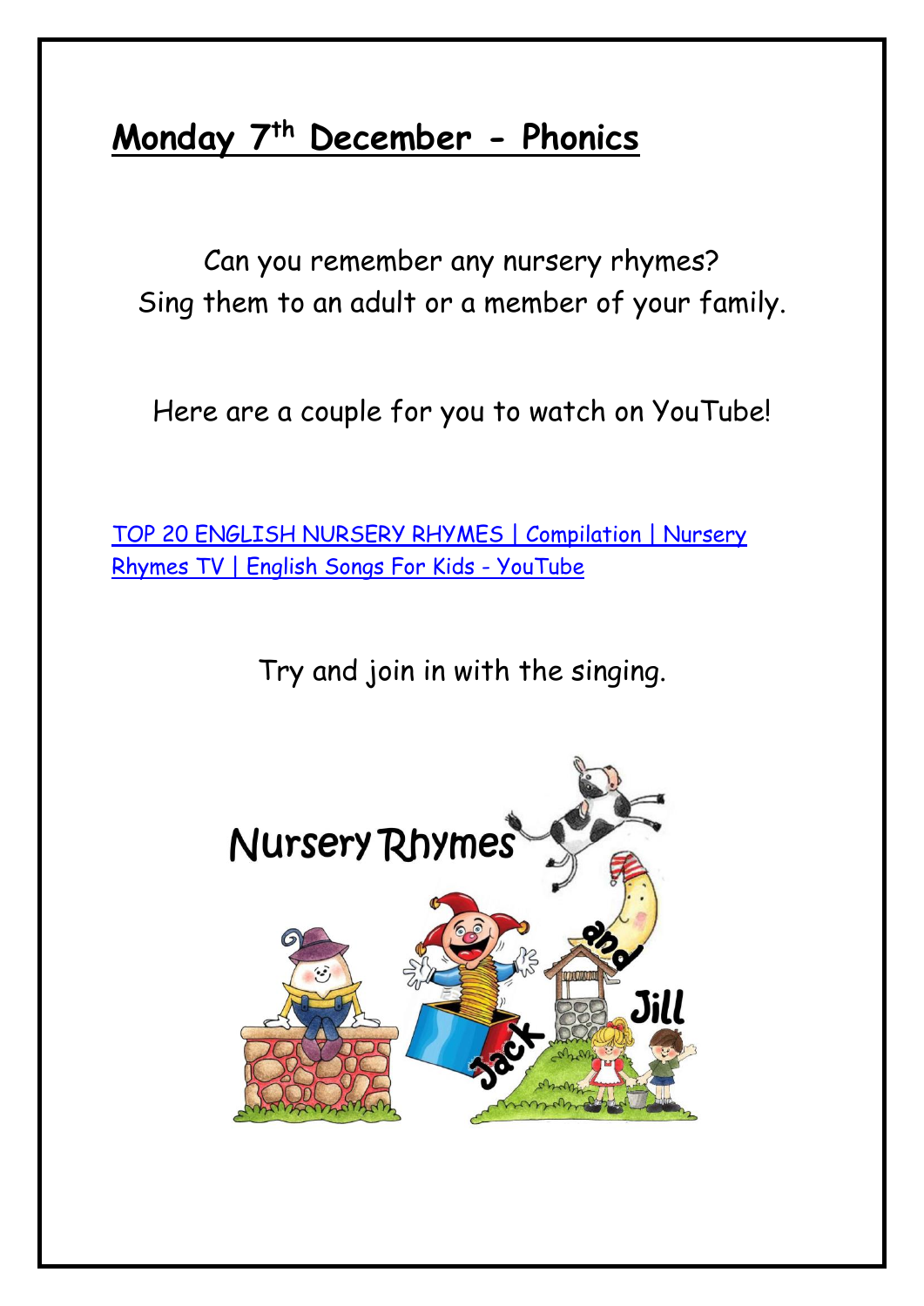# **Monday 7th December - Phonics**

Can you remember any nursery rhymes?
Sing them to an adult or a member of your family.

Here are a couple for you to watch on YouTube!

[TOP 20 ENGLISH NURSERY RHYMES | Compilation | Nursery Rhymes TV | English Songs For Kids - YouTube]

Try and join in with the singing.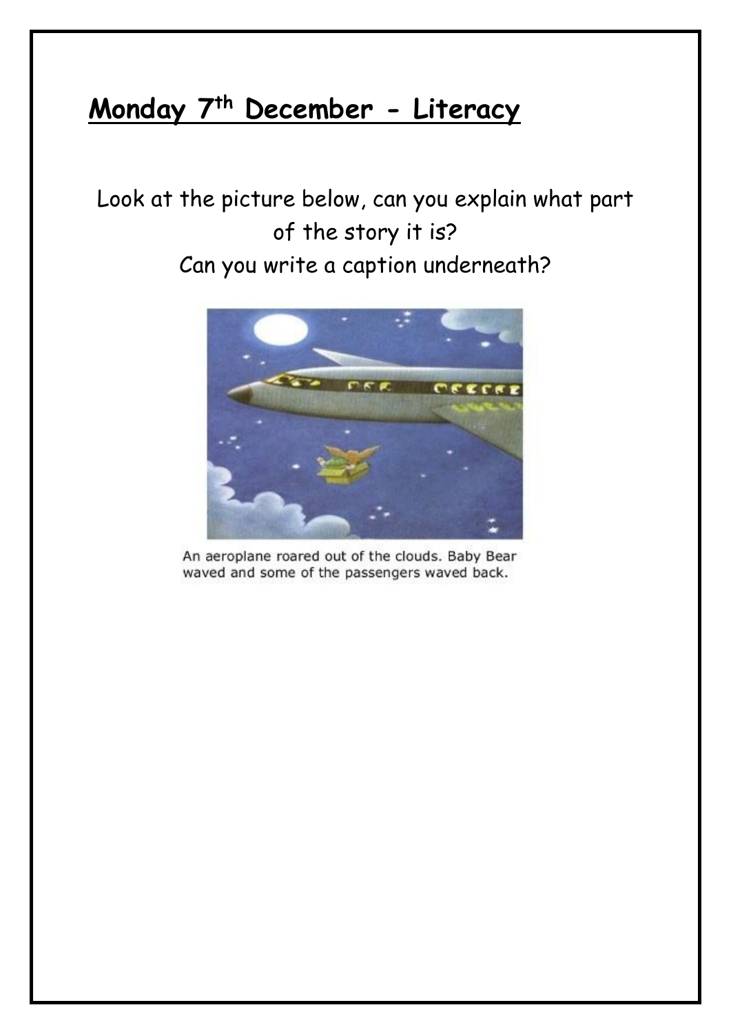## Monday 7th December - Literacy

Look at the picture below, can you explain what part of the story it is?

Can you write a caption underneath?

An aeroplane roared out of the clouds. Baby Bear waved and some of the passengers waved back.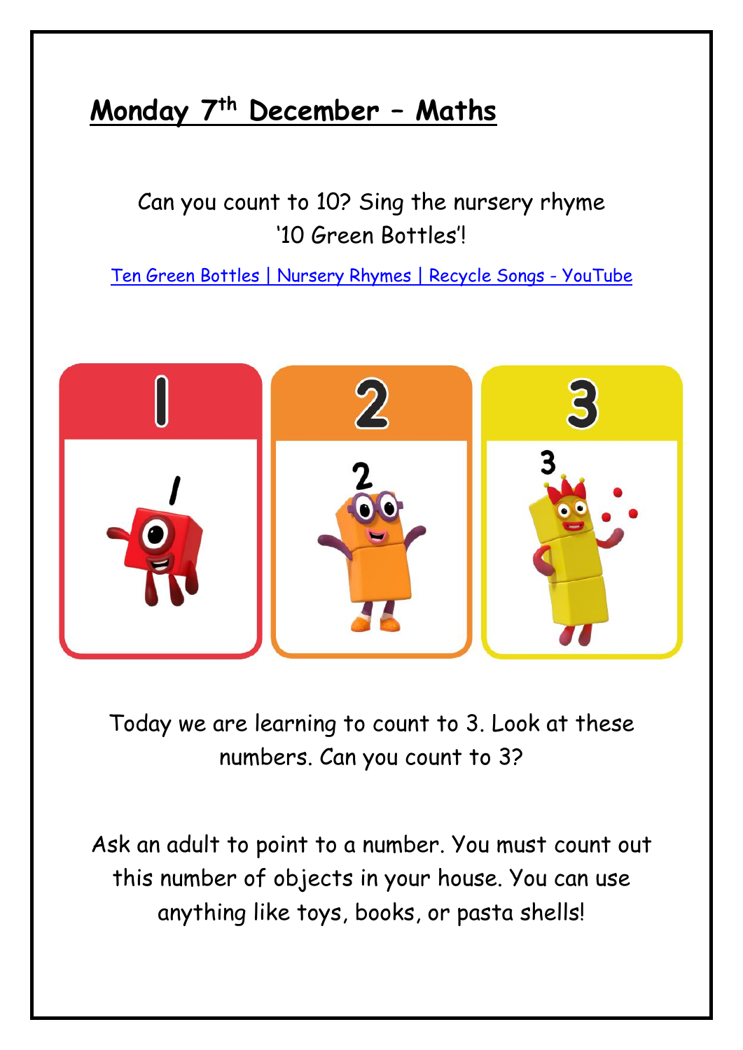# Monday 7th December – Maths

Can you count to 10? Sing the nursery rhyme '10 Green Bottles'!

[Ten Green Bottles | Nursery Rhymes | Recycle Songs - YouTube]

Today we are learning to count to 3. Look at these numbers. Can you count to 3?

Ask an adult to point to a number. You must count out this number of objects in your house. You can use anything like toys, books, or pasta shells!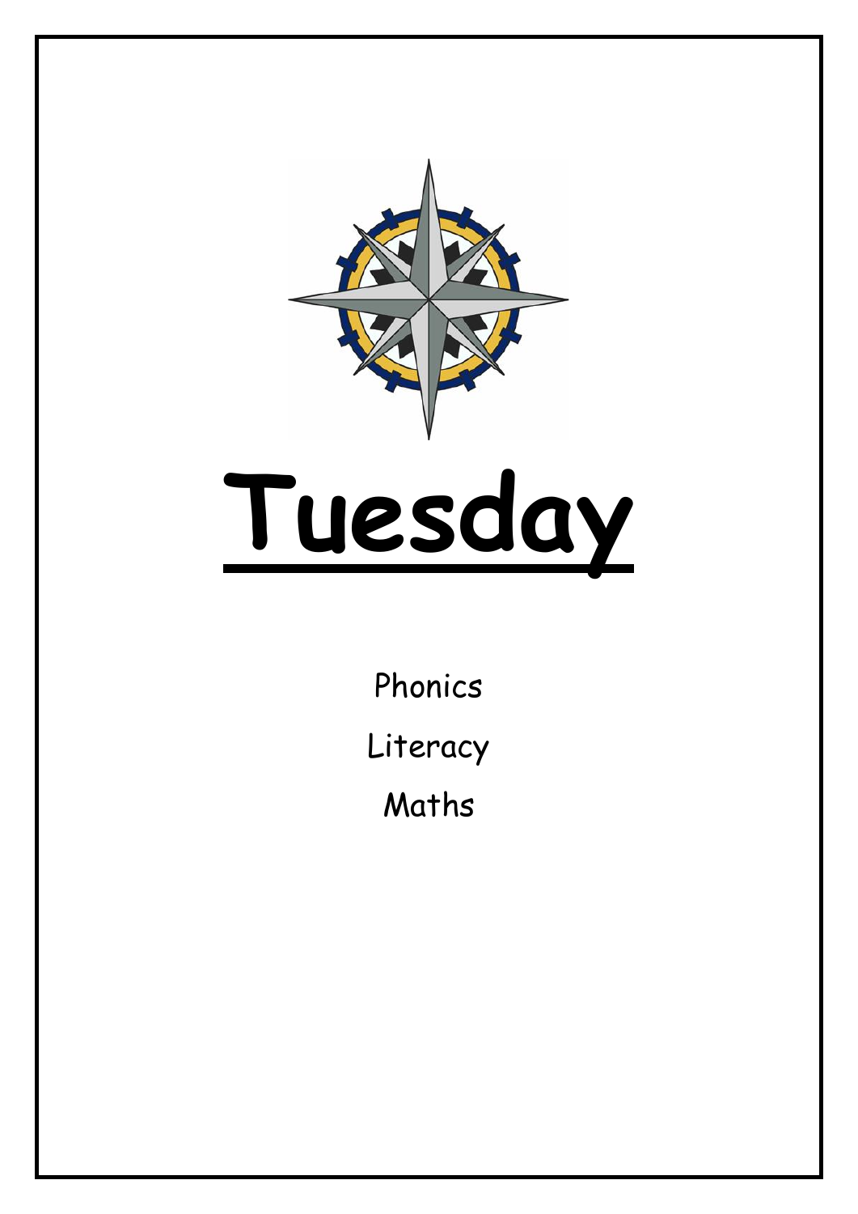# Tuesday

Phonics

Literacy

Maths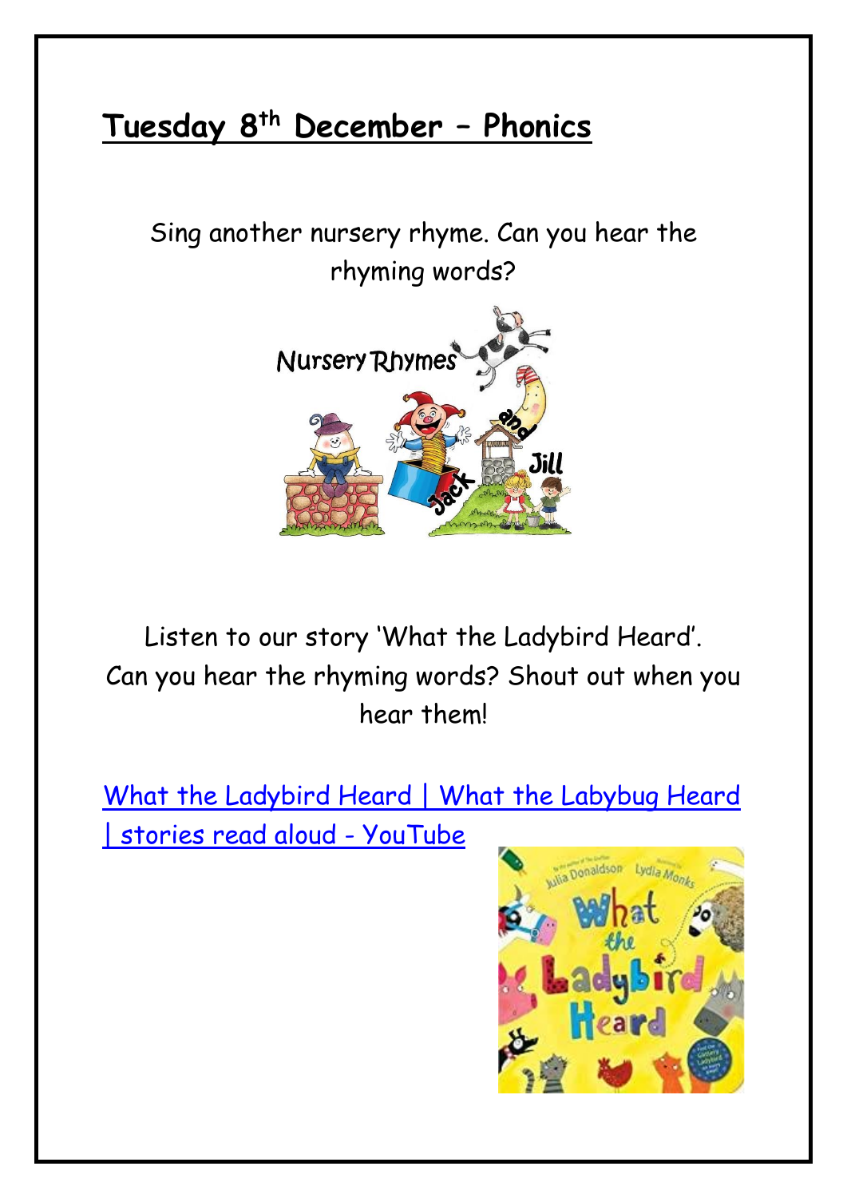# Tuesday 8th December – Phonics

Sing another nursery rhyme. Can you hear the rhyming words?

Listen to our story 'What the Ladybird Heard'. Can you hear the rhyming words? Shout out when you hear them!

What the Ladybird Heard | What the Labybug Heard | stories read aloud - YouTube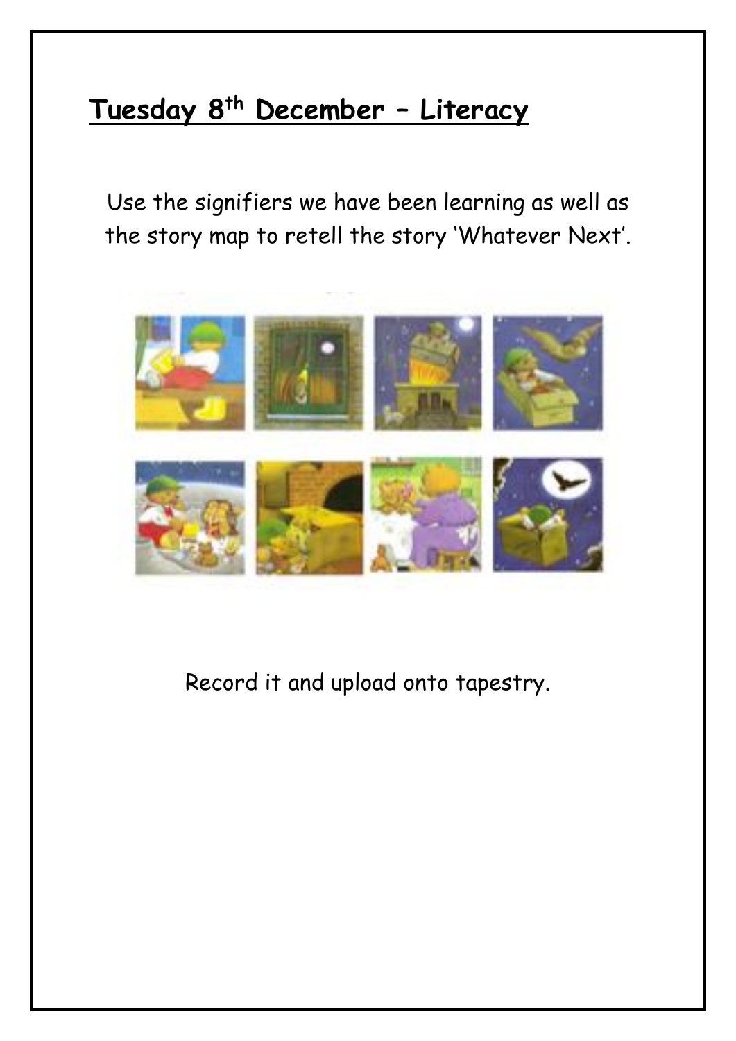## Tuesday 8th December – Literacy

Use the signifiers we have been learning as well as the story map to retell the story 'Whatever Next'.

Record it and upload onto tapestry.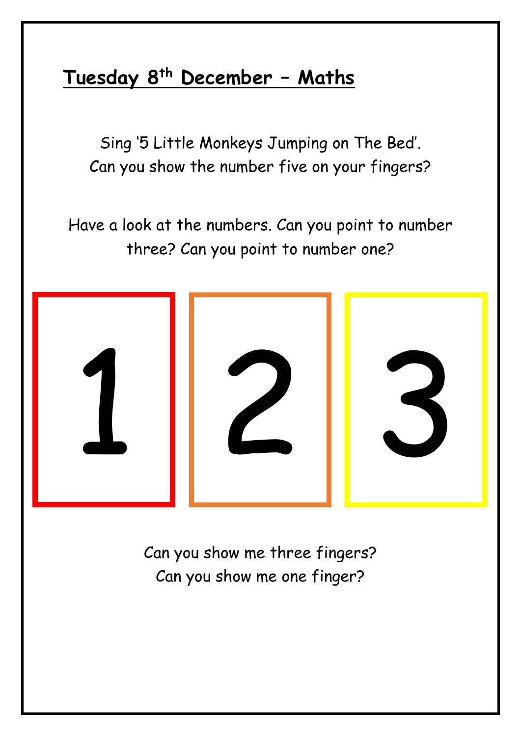## Tuesday 8th December – Maths

Sing '5 Little Monkeys Jumping on The Bed'.
Can you show the number five on your fingers?

Have a look at the numbers. Can you point to number three? Can you point to number one?

| 1 | 2 | 3 |
|---|---|---|

Can you show me three fingers?
Can you show me one finger?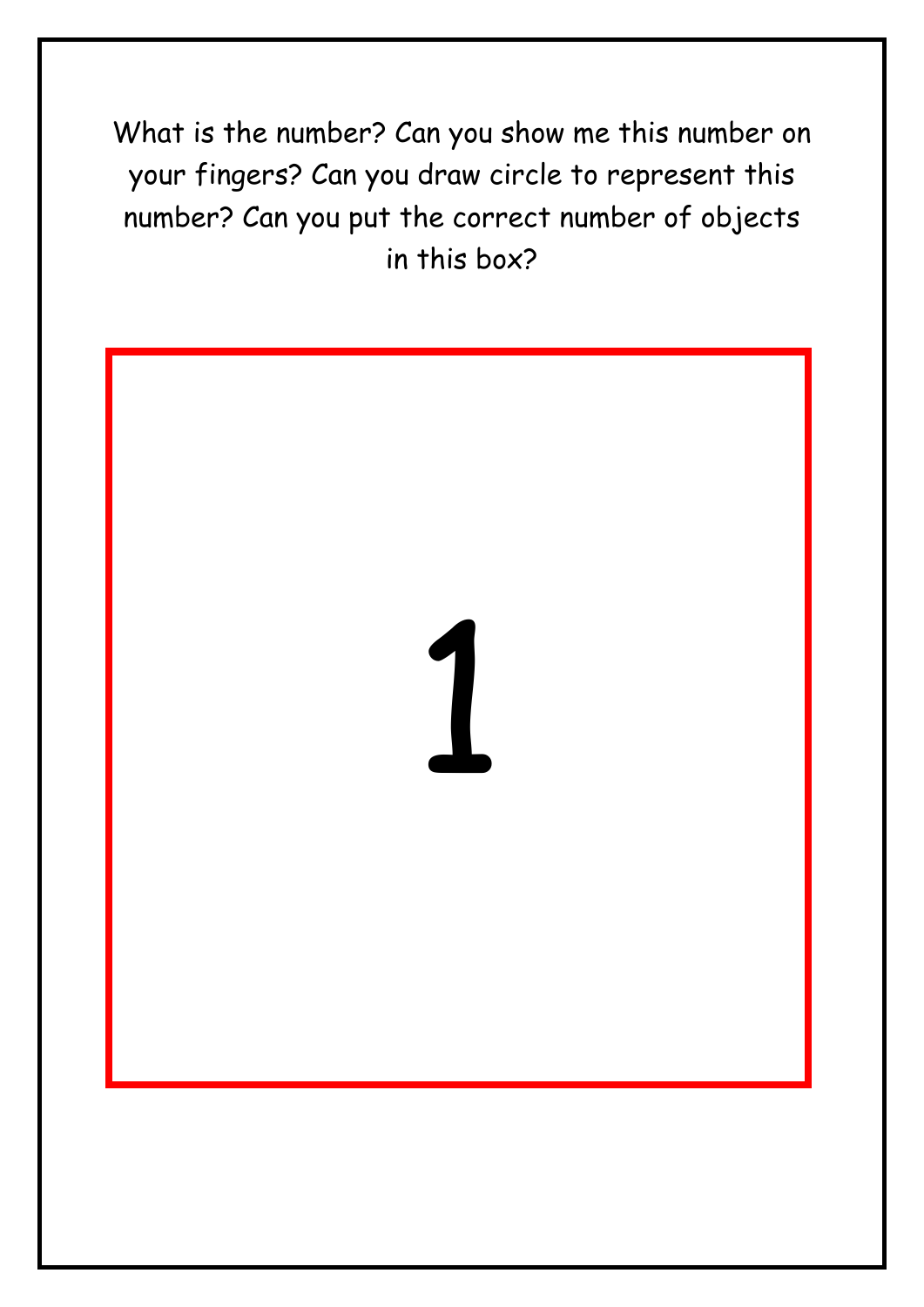What is the number? Can you show me this number on your fingers? Can you draw circle to represent this number? Can you put the correct number of objects in this box?

# 1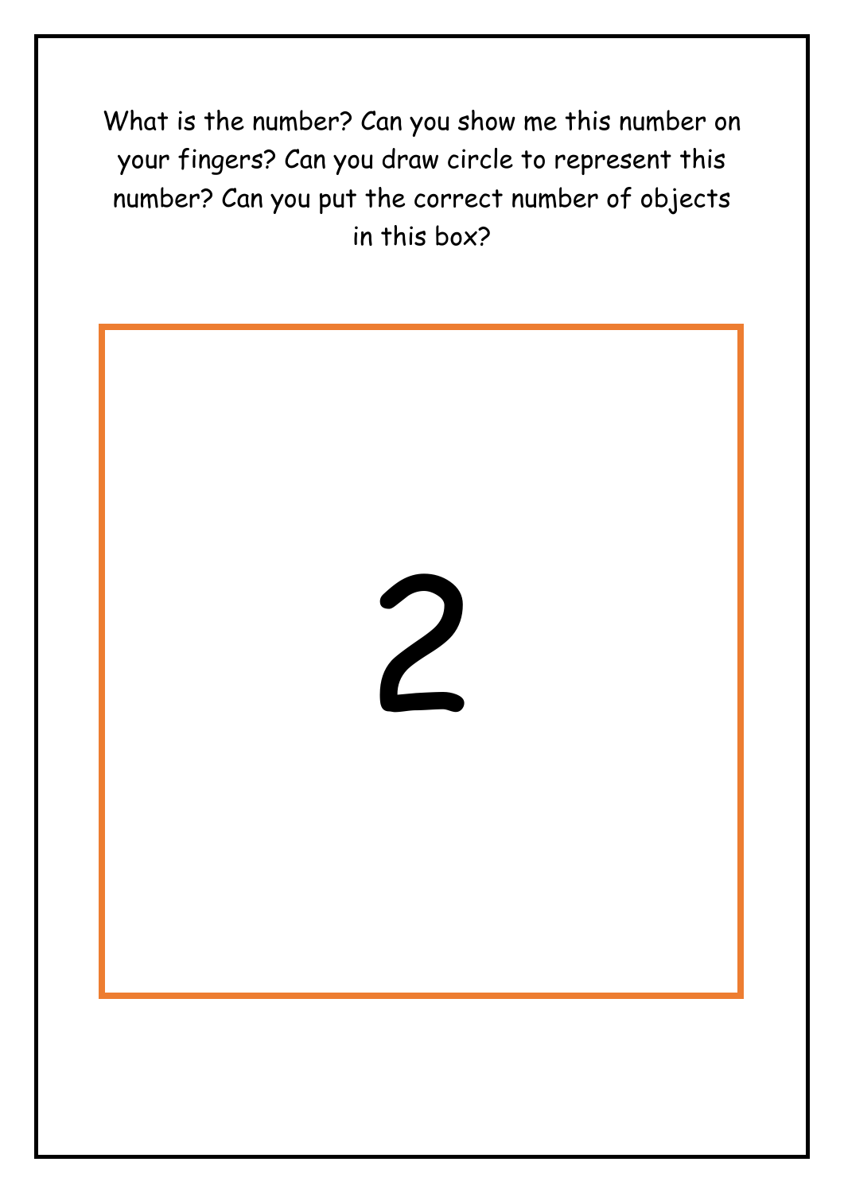What is the number? Can you show me this number on your fingers? Can you draw circle to represent this number? Can you put the correct number of objects in this box?

2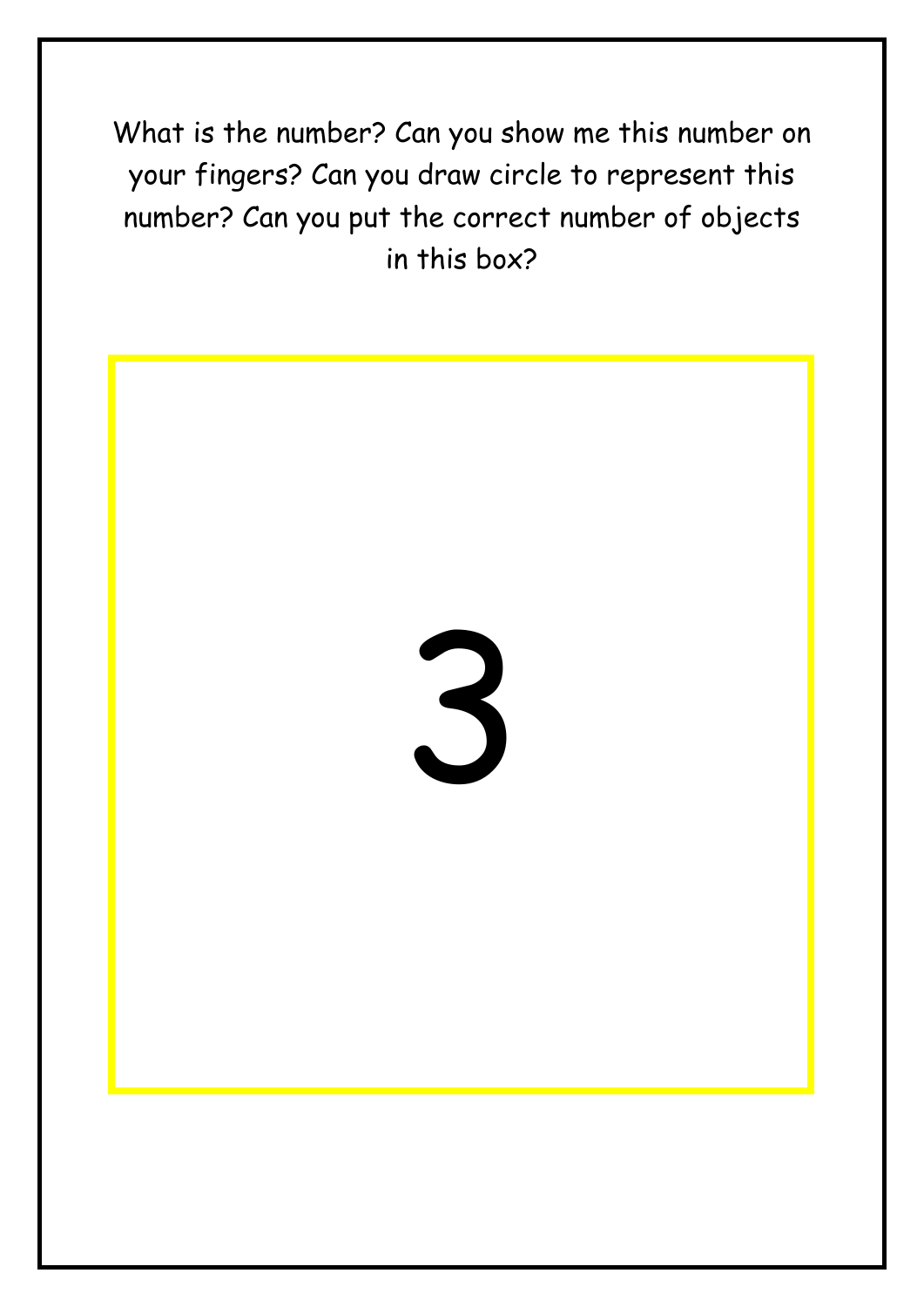What is the number? Can you show me this number on your fingers? Can you draw circle to represent this number? Can you put the correct number of objects in this box?

3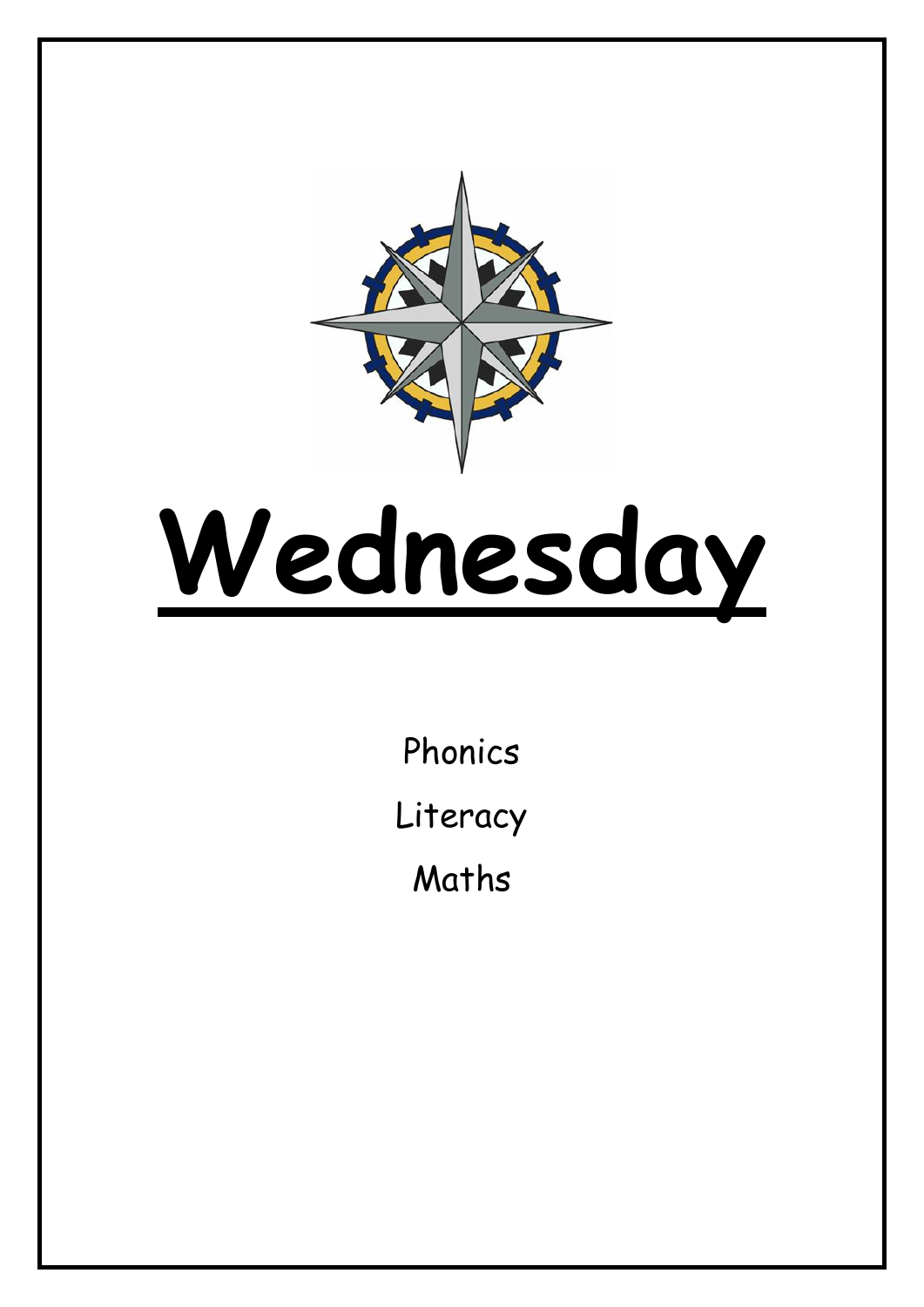# Wednesday

Phonics

Literacy

Maths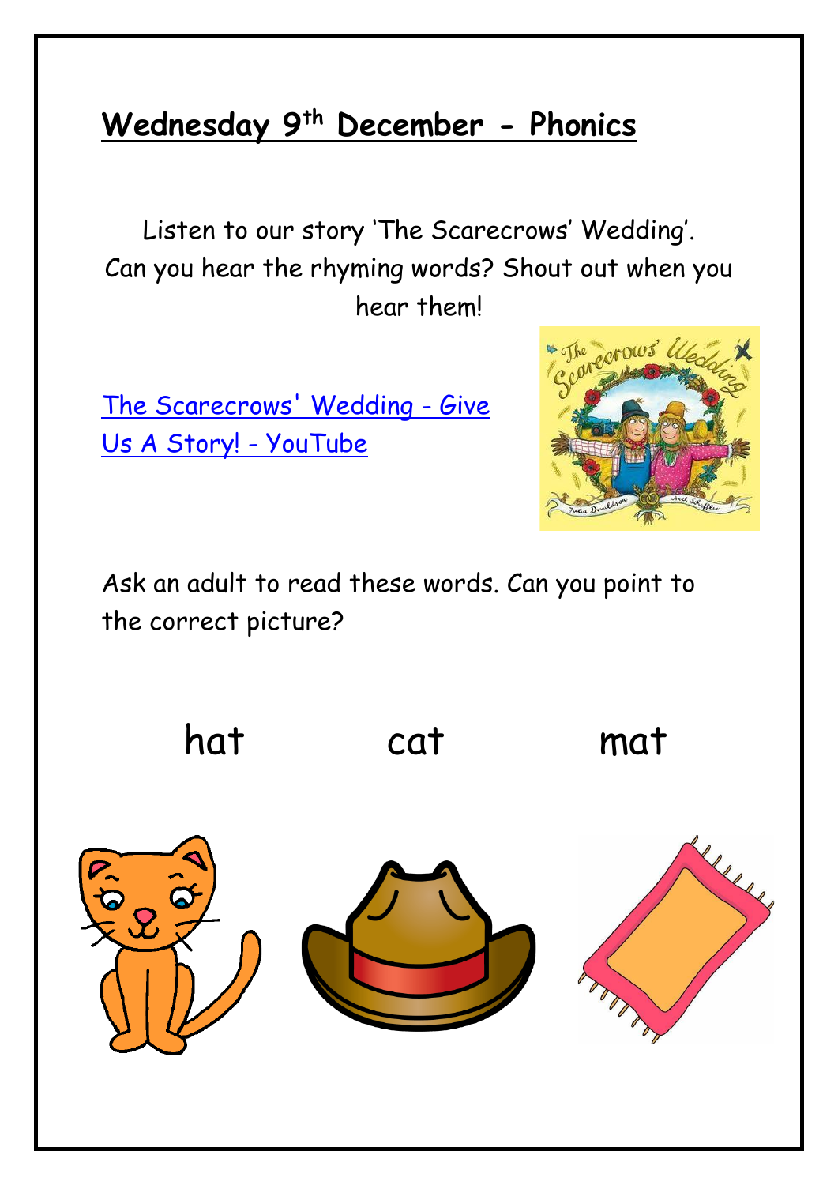## Wednesday 9th December - Phonics

Listen to our story 'The Scarecrows' Wedding'.
Can you hear the rhyming words? Shout out when you hear them!

The Scarecrows' Wedding - Give Us A Story! - YouTube

Ask an adult to read these words. Can you point to the correct picture?

hat cat mat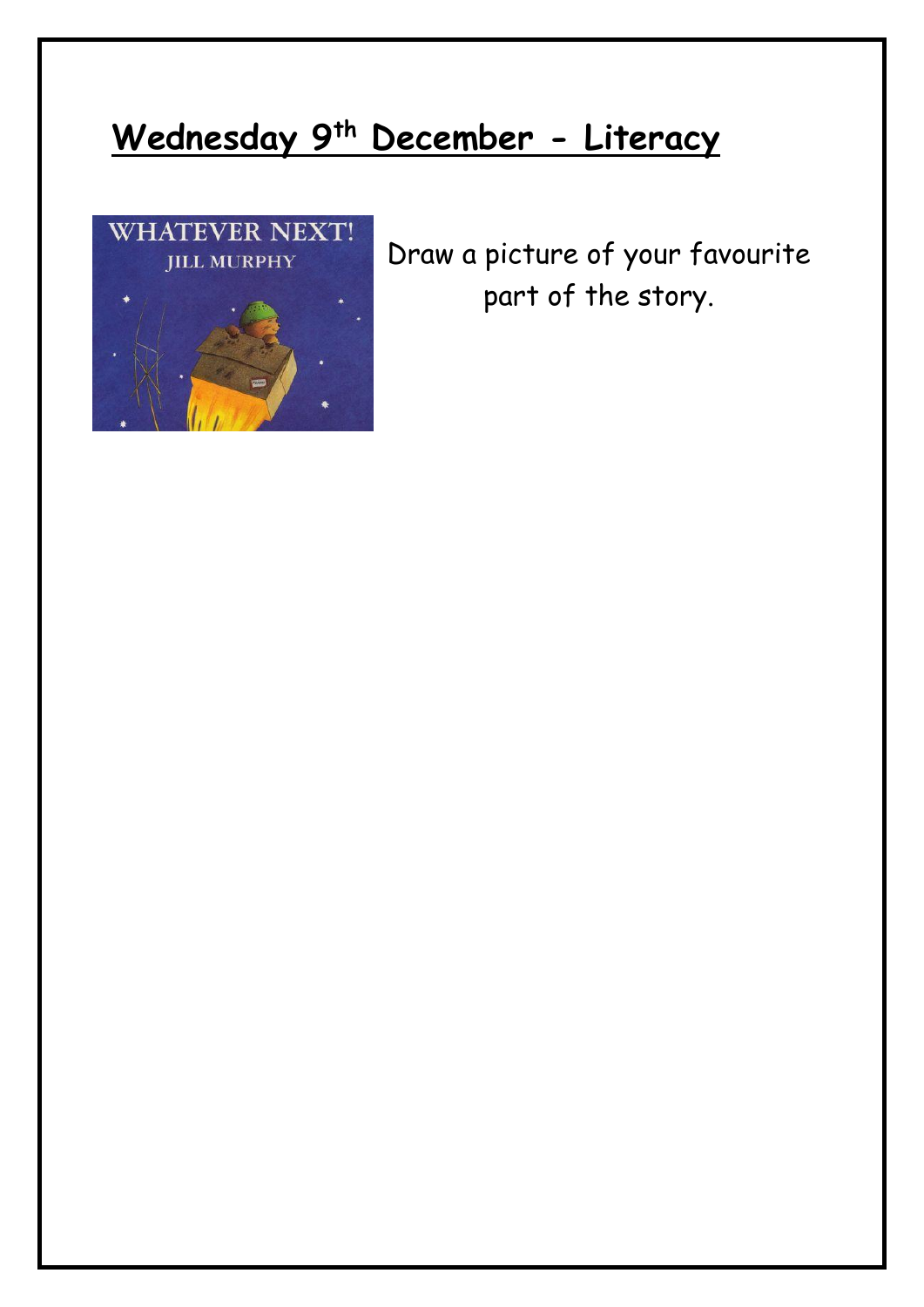## <u>Wednesday 9th December - Literacy</u>

Draw a picture of your favourite part of the story.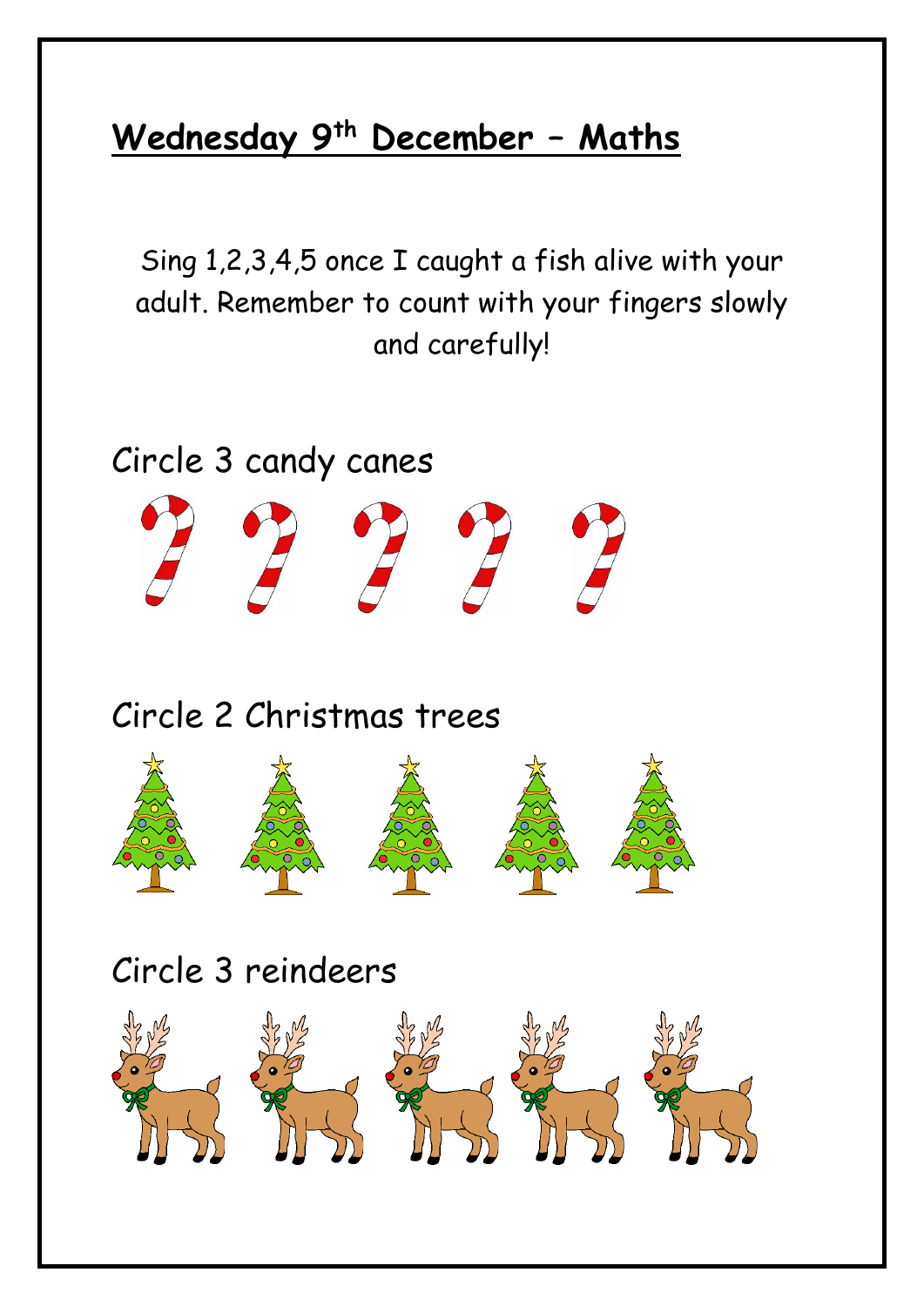## **Wednesday 9th December – Maths**

Sing 1,2,3,4,5 once I caught a fish alive with your adult. Remember to count with your fingers slowly and carefully!

Circle 3 candy canes

Circle 2 Christmas trees

Circle 3 reindeers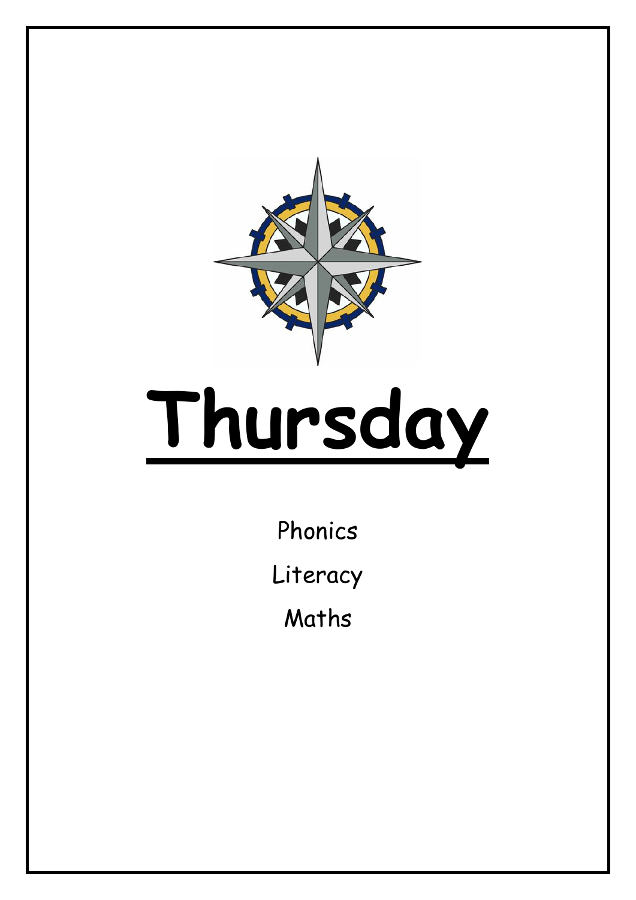# Thursday

Phonics

Literacy

Maths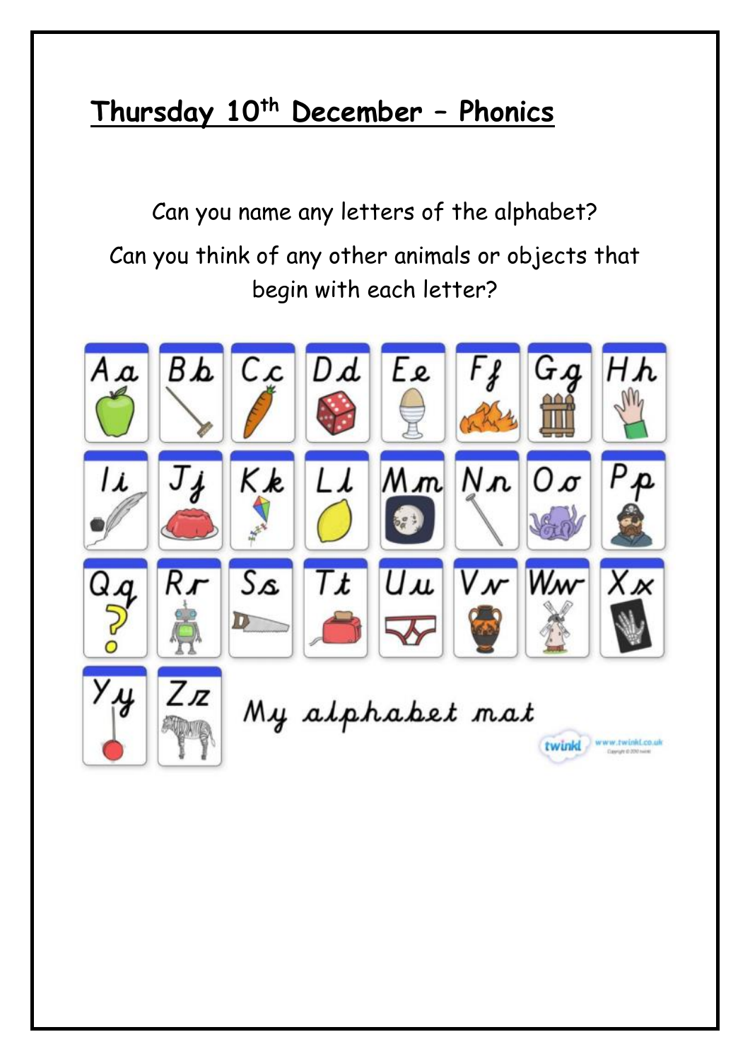## Thursday 10th December – Phonics

Can you name any letters of the alphabet?

Can you think of any other animals or objects that begin with each letter?

Aa Bb Cc Dd Ee Ff Gg Hh

Ii Jj Kk Ll Mm Nn Oo Pp

Qq Rr Ss Tt Uu Vv Ww Xx

Yy Zz

My alphabet mat

twinkl www.twinkl.co.uk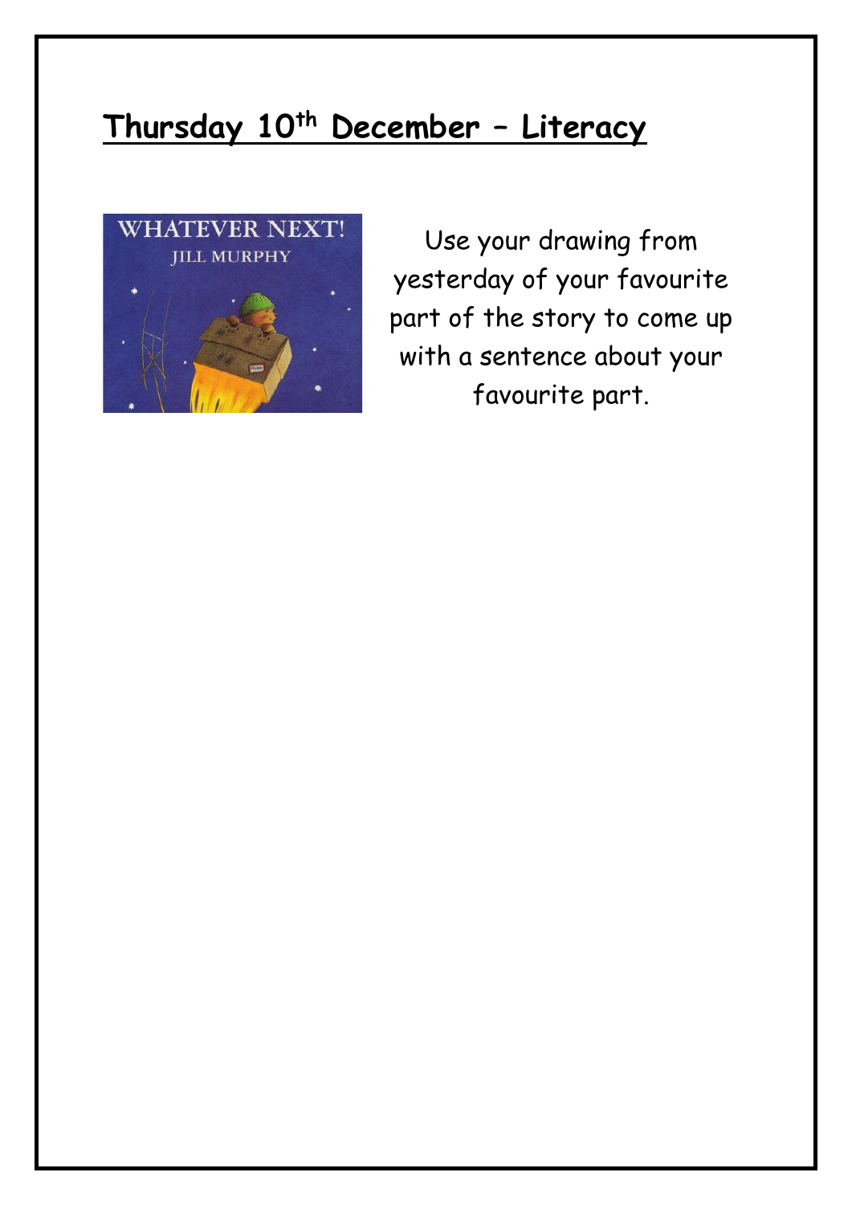# Thursday 10th December – Literacy

Use your drawing from yesterday of your favourite part of the story to come up with a sentence about your favourite part.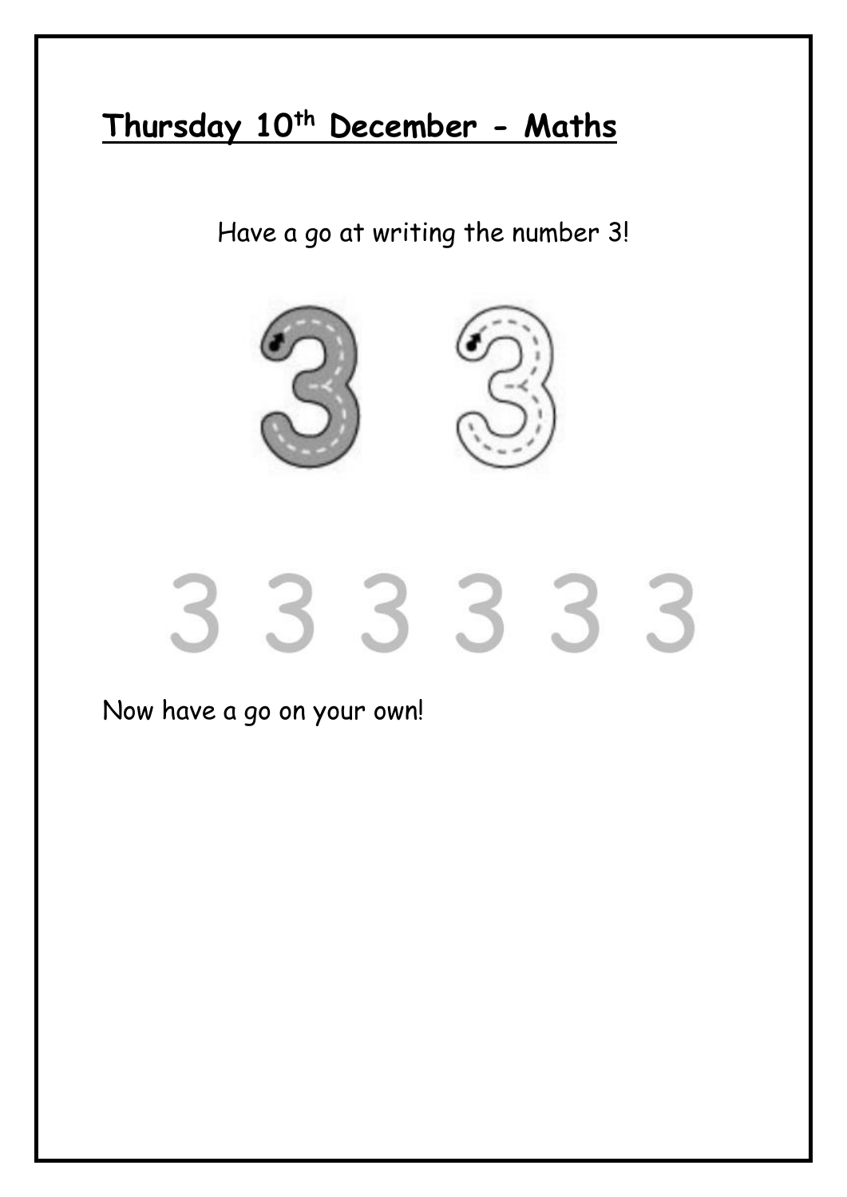## Thursday 10th December - Maths

Have a go at writing the number 3!

3 3 3 3 3 3

Now have a go on your own!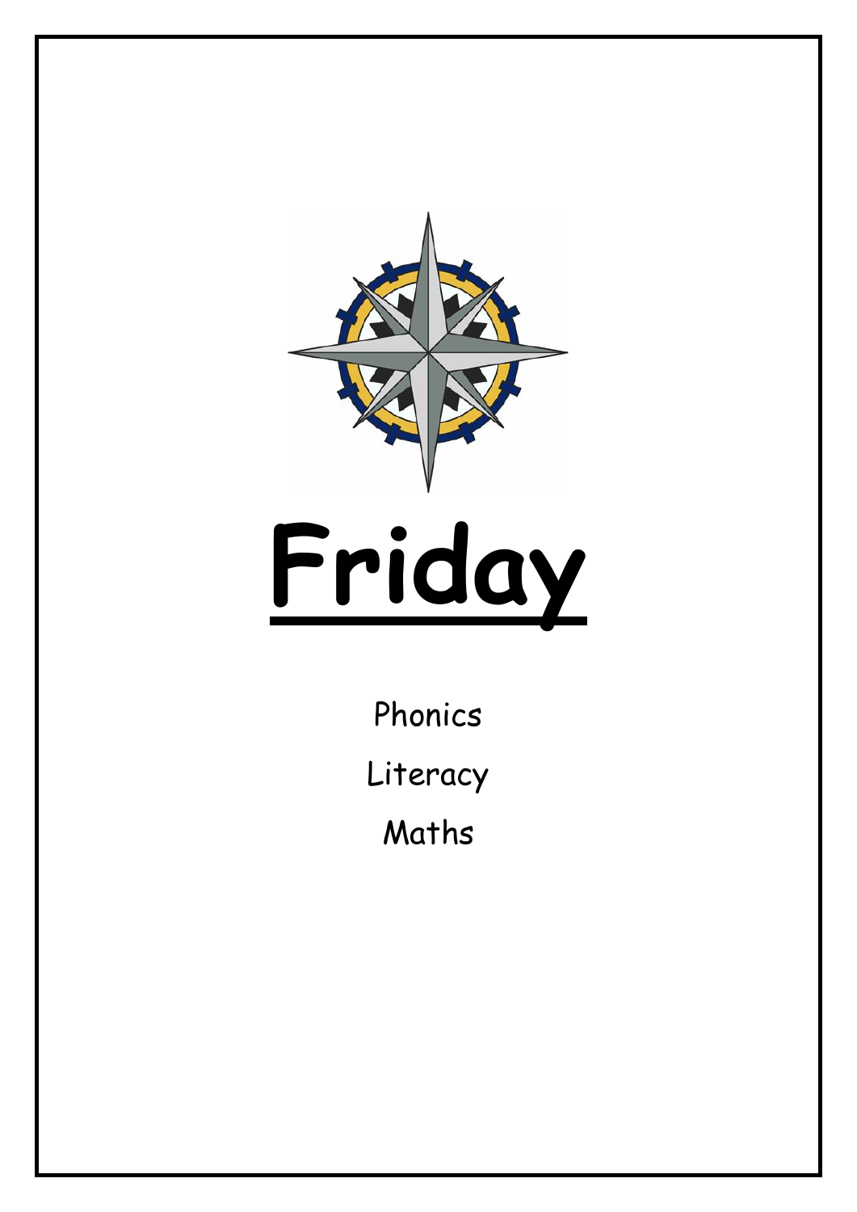# Friday

Phonics

Literacy

Maths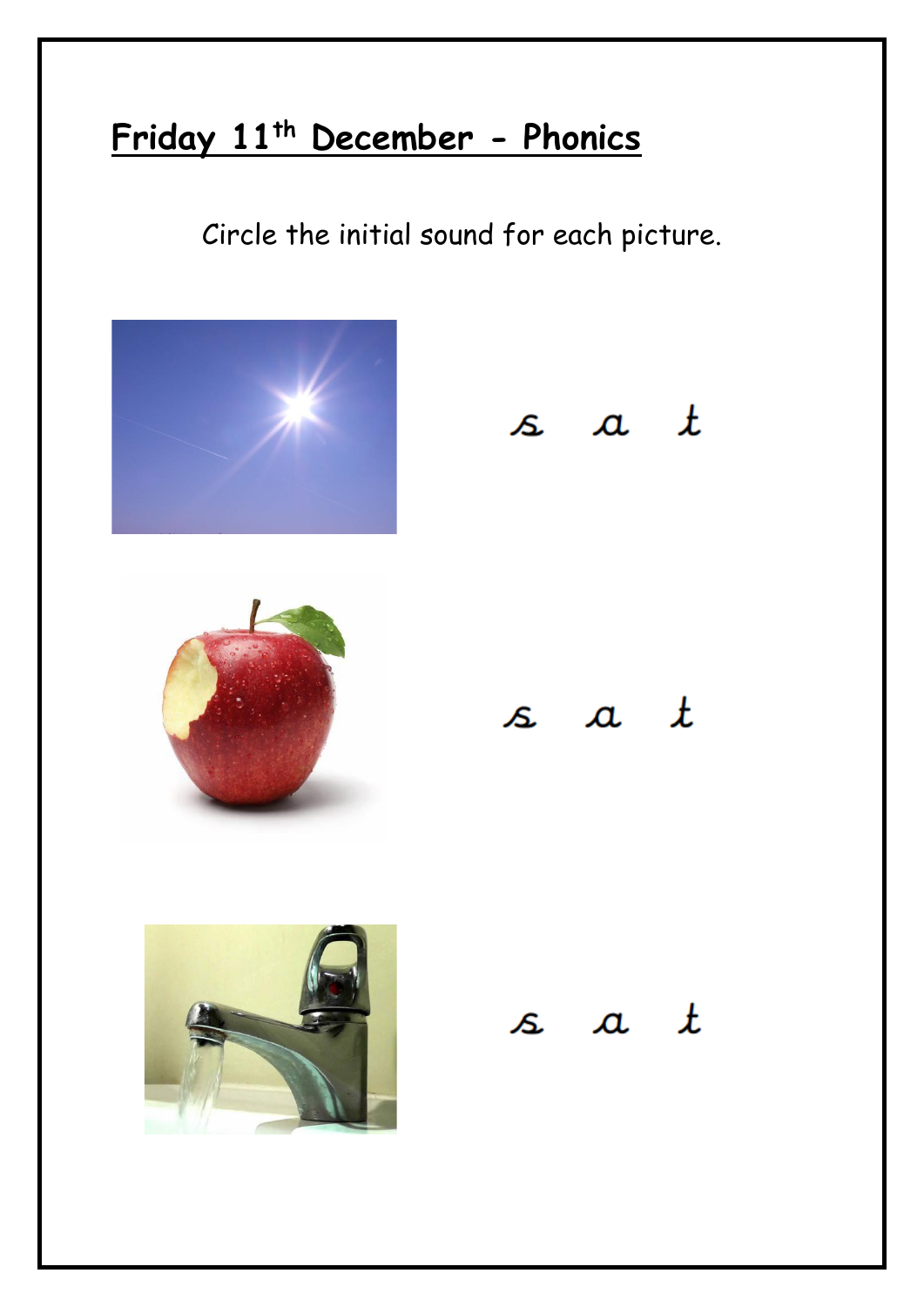## Friday 11th December - Phonics

Circle the initial sound for each picture.

s a t

s a t

s a t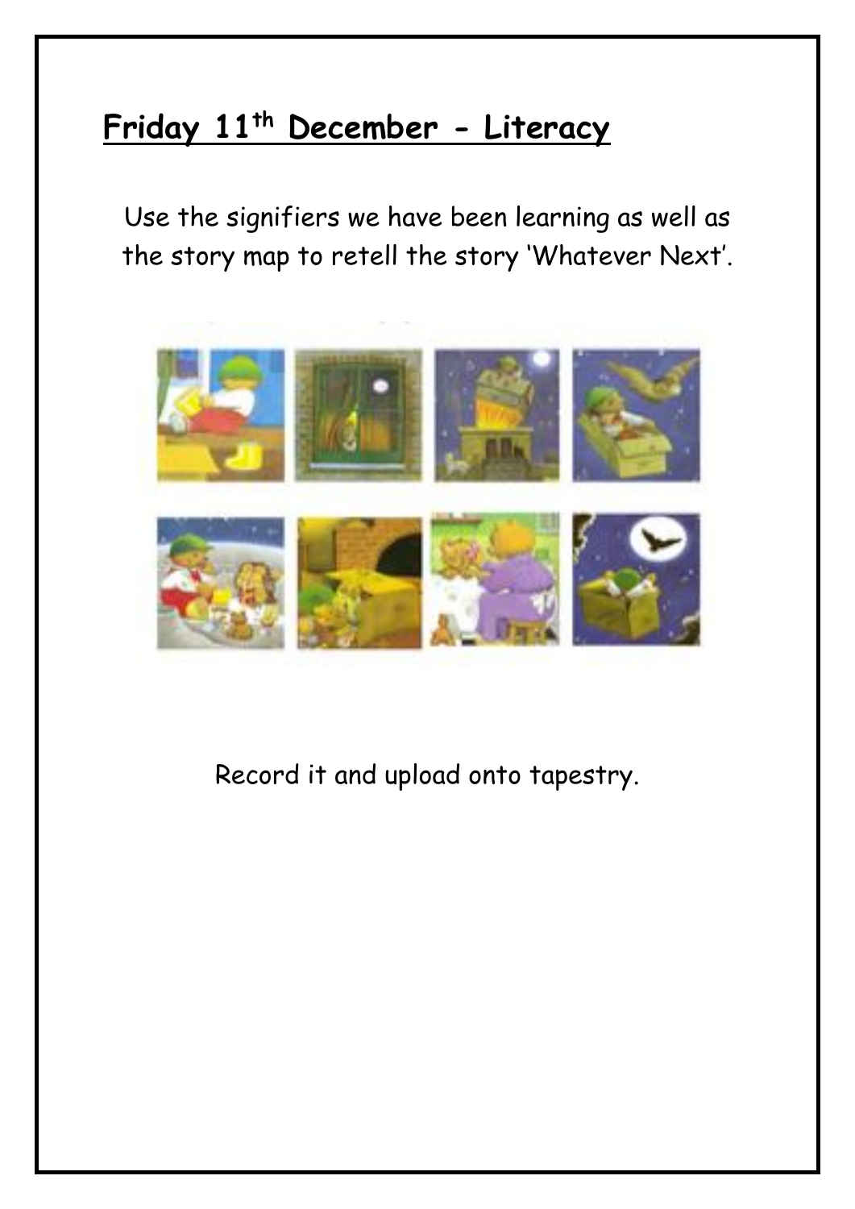## Friday 11th December - Literacy

Use the signifiers we have been learning as well as the story map to retell the story 'Whatever Next'.

Record it and upload onto tapestry.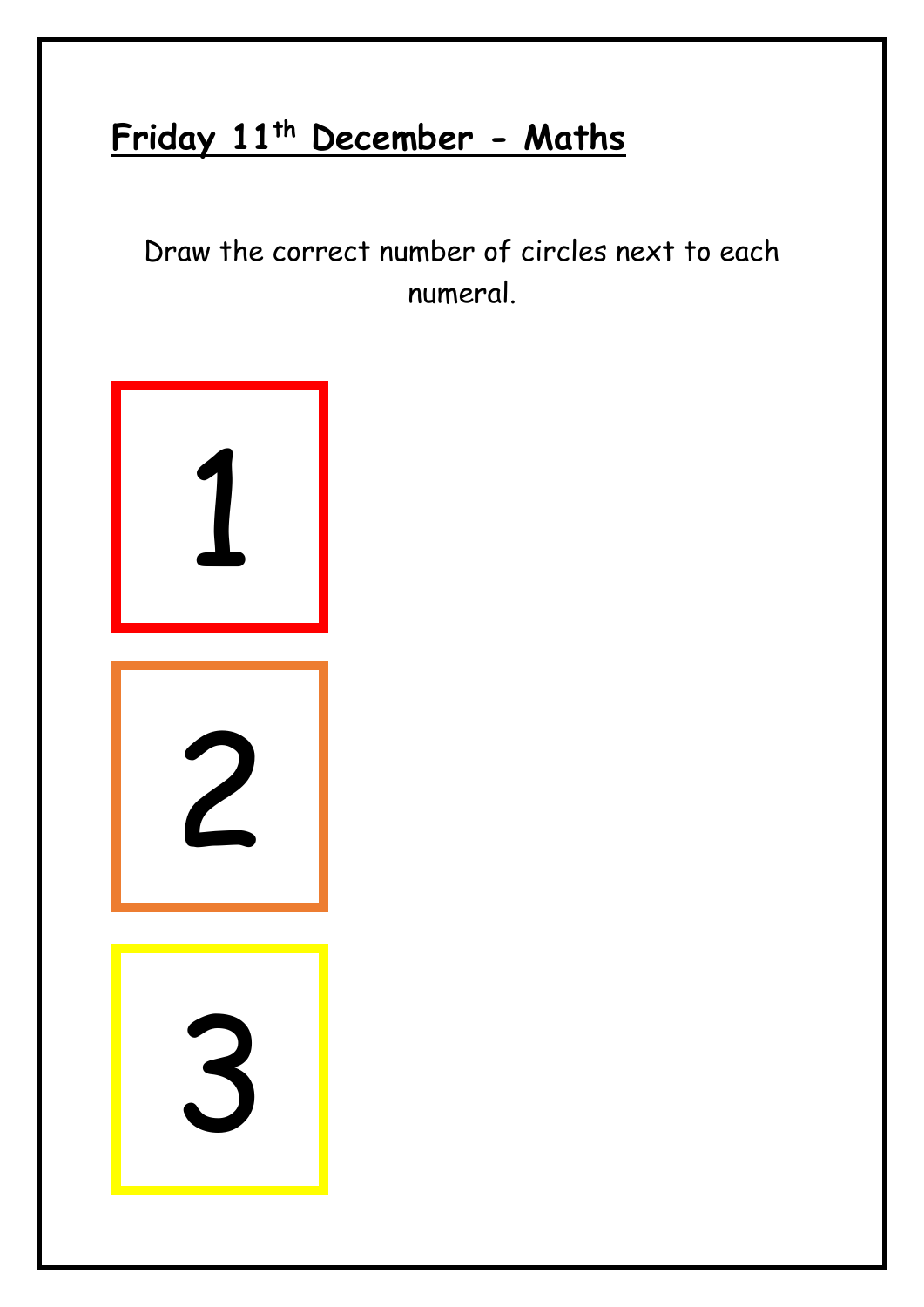**Friday 11th December - Maths**

Draw the correct number of circles next to each numeral.

1

2

3